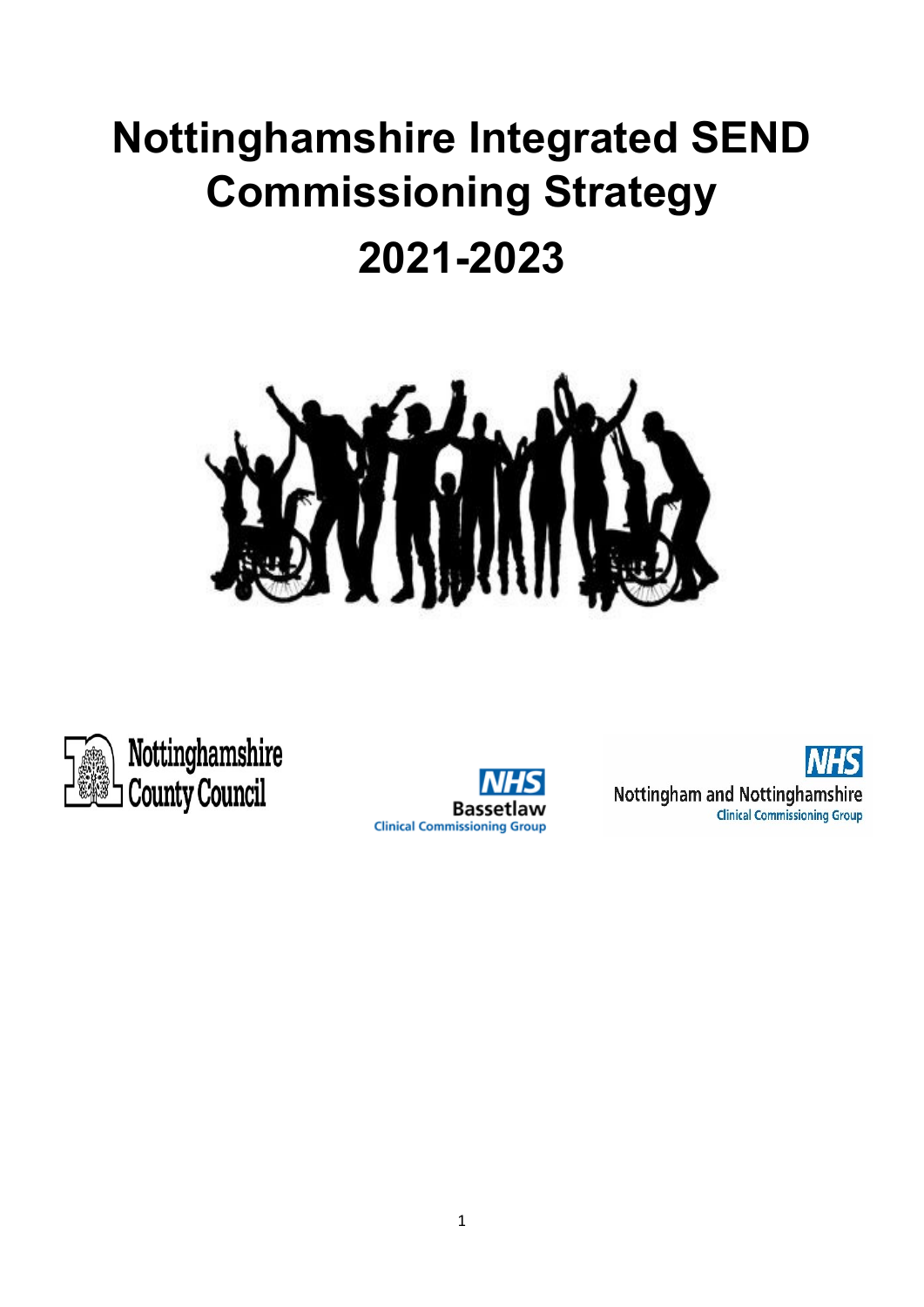# Nottinghamshire Integrated SEND Commissioning Strategy

# 2021-2023

Nottinghamshire County Council

NHS Bassetlaw Clinical Commissioning Group

NHS Nottingham and Nottinghamshire Clinical Commissioning Group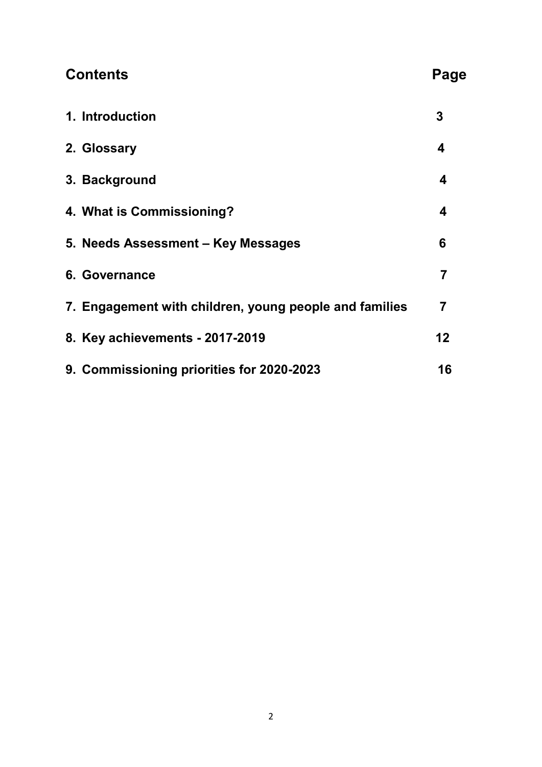| **Contents** | **Page** |
| --- | --- |
| **1. Introduction** | **3** |
| **2. Glossary** | **4** |
| **3. Background** | **4** |
| **4. What is Commissioning?** | **4** |
| **5. Needs Assessment – Key Messages** | **6** |
| **6. Governance** | **7** |
| **7. Engagement with children, young people and families** | **7** |
| **8. Key achievements - 2017-2019** | **12** |
| **9. Commissioning priorities for 2020-2023** | **16** |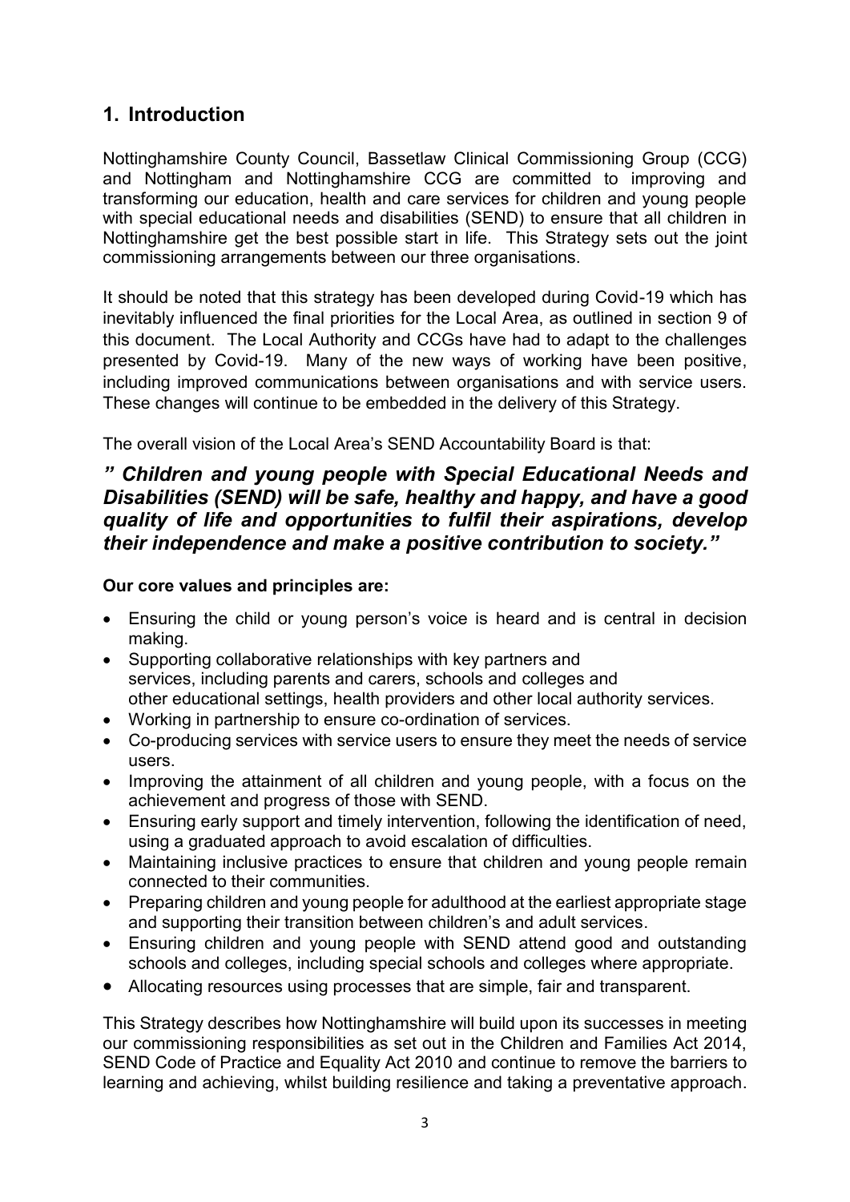## 1. Introduction

Nottinghamshire County Council, Bassetlaw Clinical Commissioning Group (CCG) and Nottingham and Nottinghamshire CCG are committed to improving and transforming our education, health and care services for children and young people with special educational needs and disabilities (SEND) to ensure that all children in Nottinghamshire get the best possible start in life. This Strategy sets out the joint commissioning arrangements between our three organisations.

It should be noted that this strategy has been developed during Covid-19 which has inevitably influenced the final priorities for the Local Area, as outlined in section 9 of this document. The Local Authority and CCGs have had to adapt to the challenges presented by Covid-19. Many of the new ways of working have been positive, including improved communications between organisations and with service users. These changes will continue to be embedded in the delivery of this Strategy.

The overall vision of the Local Area's SEND Accountability Board is that:

***" Children and young people with Special Educational Needs and Disabilities (SEND) will be safe, healthy and happy, and have a good quality of life and opportunities to fulfil their aspirations, develop their independence and make a positive contribution to society."***

**Our core values and principles are:**

- Ensuring the child or young person's voice is heard and is central in decision making.
- Supporting collaborative relationships with key partners and services, including parents and carers, schools and colleges and other educational settings, health providers and other local authority services.
- Working in partnership to ensure co-ordination of services.
- Co-producing services with service users to ensure they meet the needs of service users.
- Improving the attainment of all children and young people, with a focus on the achievement and progress of those with SEND.
- Ensuring early support and timely intervention, following the identification of need, using a graduated approach to avoid escalation of difficulties.
- Maintaining inclusive practices to ensure that children and young people remain connected to their communities.
- Preparing children and young people for adulthood at the earliest appropriate stage and supporting their transition between children's and adult services.
- Ensuring children and young people with SEND attend good and outstanding schools and colleges, including special schools and colleges where appropriate.
- Allocating resources using processes that are simple, fair and transparent.

This Strategy describes how Nottinghamshire will build upon its successes in meeting our commissioning responsibilities as set out in the Children and Families Act 2014, SEND Code of Practice and Equality Act 2010 and continue to remove the barriers to learning and achieving, whilst building resilience and taking a preventative approach.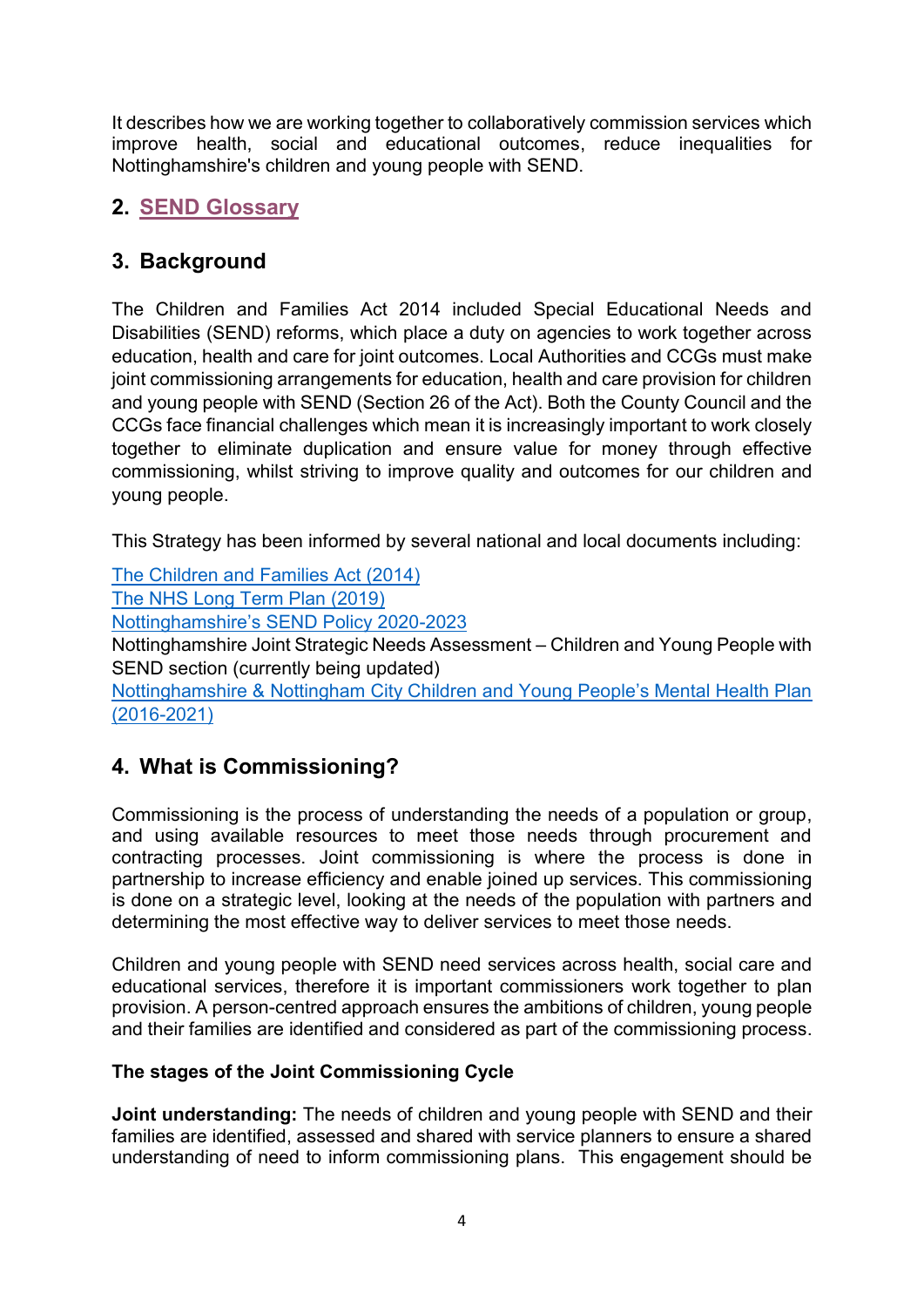It describes how we are working together to collaboratively commission services which improve health, social and educational outcomes, reduce inequalities for Nottinghamshire's children and young people with SEND.

## 2. SEND Glossary

## 3. Background

The Children and Families Act 2014 included Special Educational Needs and Disabilities (SEND) reforms, which place a duty on agencies to work together across education, health and care for joint outcomes. Local Authorities and CCGs must make joint commissioning arrangements for education, health and care provision for children and young people with SEND (Section 26 of the Act). Both the County Council and the CCGs face financial challenges which mean it is increasingly important to work closely together to eliminate duplication and ensure value for money through effective commissioning, whilst striving to improve quality and outcomes for our children and young people.

This Strategy has been informed by several national and local documents including:

The Children and Families Act (2014)
The NHS Long Term Plan (2019)
Nottinghamshire's SEND Policy 2020-2023
Nottinghamshire Joint Strategic Needs Assessment – Children and Young People with SEND section (currently being updated)
Nottinghamshire & Nottingham City Children and Young People's Mental Health Plan (2016-2021)

## 4. What is Commissioning?

Commissioning is the process of understanding the needs of a population or group, and using available resources to meet those needs through procurement and contracting processes. Joint commissioning is where the process is done in partnership to increase efficiency and enable joined up services. This commissioning is done on a strategic level, looking at the needs of the population with partners and determining the most effective way to deliver services to meet those needs.

Children and young people with SEND need services across health, social care and educational services, therefore it is important commissioners work together to plan provision. A person-centred approach ensures the ambitions of children, young people and their families are identified and considered as part of the commissioning process.

**The stages of the Joint Commissioning Cycle**

**Joint understanding:** The needs of children and young people with SEND and their families are identified, assessed and shared with service planners to ensure a shared understanding of need to inform commissioning plans. This engagement should be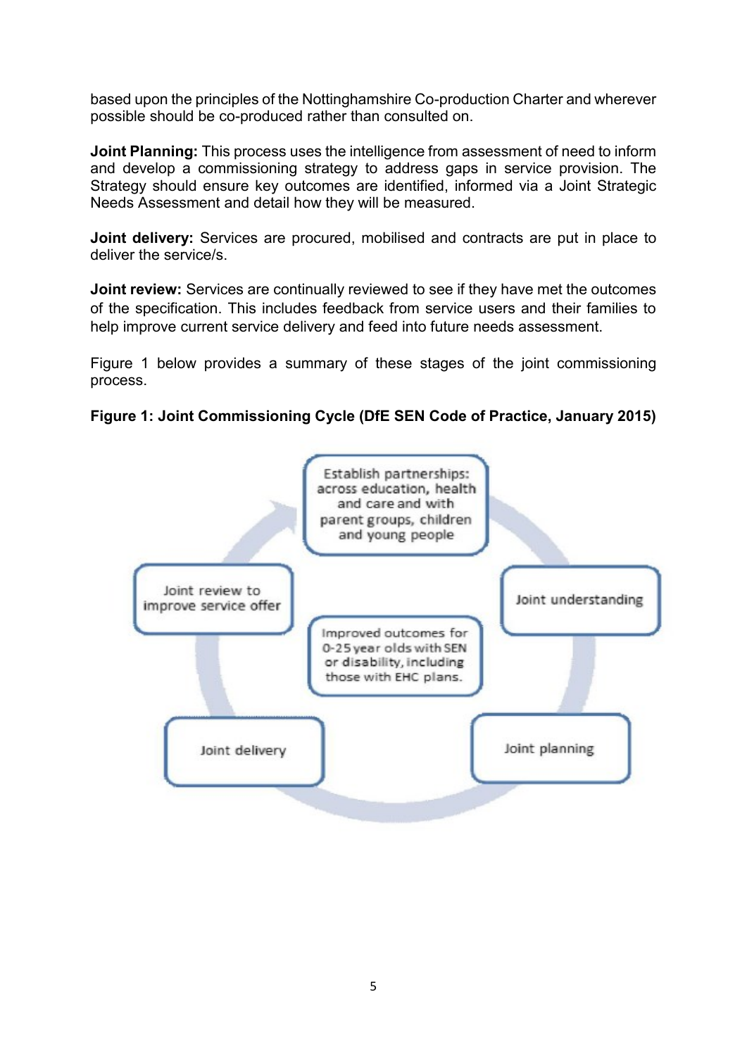based upon the principles of the Nottinghamshire Co-production Charter and wherever possible should be co-produced rather than consulted on.

**Joint Planning:** This process uses the intelligence from assessment of need to inform and develop a commissioning strategy to address gaps in service provision. The Strategy should ensure key outcomes are identified, informed via a Joint Strategic Needs Assessment and detail how they will be measured.

**Joint delivery:** Services are procured, mobilised and contracts are put in place to deliver the service/s.

**Joint review:** Services are continually reviewed to see if they have met the outcomes of the specification. This includes feedback from service users and their families to help improve current service delivery and feed into future needs assessment.

Figure 1 below provides a summary of these stages of the joint commissioning process.

**Figure 1: Joint Commissioning Cycle (DfE SEN Code of Practice, January 2015)**

Establish partnerships: across education, health and care and with parent groups, children and young people

Joint understanding

Joint planning

Joint delivery

Joint review to improve service offer

Improved outcomes for 0-25 year olds with SEN or disability, including those with EHC plans.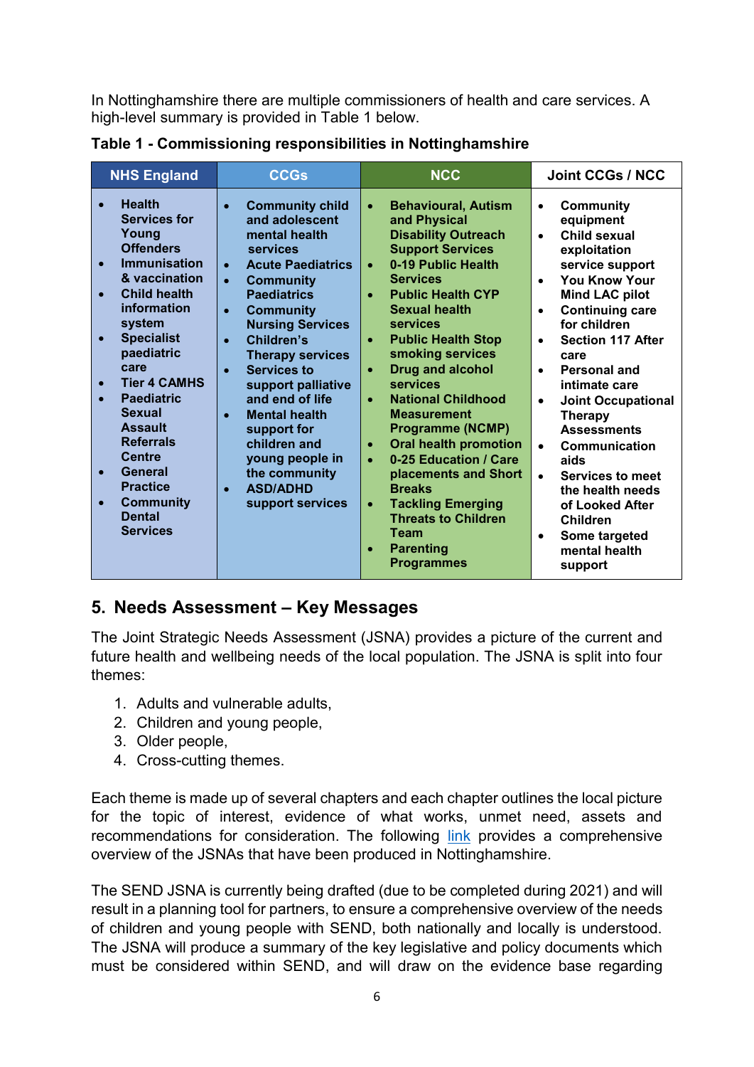In Nottinghamshire there are multiple commissioners of health and care services. A high-level summary is provided in Table 1 below.

**Table 1 - Commissioning responsibilities in Nottinghamshire**

| NHS England | CCGs | NCC | Joint CCGs / NCC |
|---|---|---|---|
| • Health Services for Young Offenders<br>• Immunisation & vaccination<br>• Child health information system<br>• Specialist paediatric care<br>• Tier 4 CAMHS<br>• Paediatric Sexual Assault Referrals Centre<br>• General Practice<br>• Community Dental Services | • Community child and adolescent mental health services<br>• Acute Paediatrics<br>• Community Paediatrics<br>• Community Nursing Services<br>• Children's Therapy services<br>• Services to support palliative and end of life<br>• Mental health support for children and young people in the community<br>• ASD/ADHD support services | • Behavioural, Autism and Physical Disability Outreach Support Services<br>• 0-19 Public Health Services<br>• Public Health CYP Sexual health services<br>• Public Health Stop smoking services<br>• Drug and alcohol services<br>• National Childhood Measurement Programme (NCMP)<br>• Oral health promotion<br>• 0-25 Education / Care placements and Short Breaks<br>• Tackling Emerging Threats to Children Team<br>• Parenting Programmes | • Community equipment<br>• Child sexual exploitation service support<br>• You Know Your Mind LAC pilot<br>• Continuing care for children<br>• Section 117 After care<br>• Personal and intimate care<br>• Joint Occupational Therapy Assessments<br>• Communication aids<br>• Services to meet the health needs of Looked After Children<br>• Some targeted mental health support |

## 5. Needs Assessment – Key Messages

The Joint Strategic Needs Assessment (JSNA) provides a picture of the current and future health and wellbeing needs of the local population. The JSNA is split into four themes:

1. Adults and vulnerable adults,
2. Children and young people,
3. Older people,
4. Cross-cutting themes.

Each theme is made up of several chapters and each chapter outlines the local picture for the topic of interest, evidence of what works, unmet need, assets and recommendations for consideration. The following link provides a comprehensive overview of the JSNAs that have been produced in Nottinghamshire.

The SEND JSNA is currently being drafted (due to be completed during 2021) and will result in a planning tool for partners, to ensure a comprehensive overview of the needs of children and young people with SEND, both nationally and locally is understood. The JSNA will produce a summary of the key legislative and policy documents which must be considered within SEND, and will draw on the evidence base regarding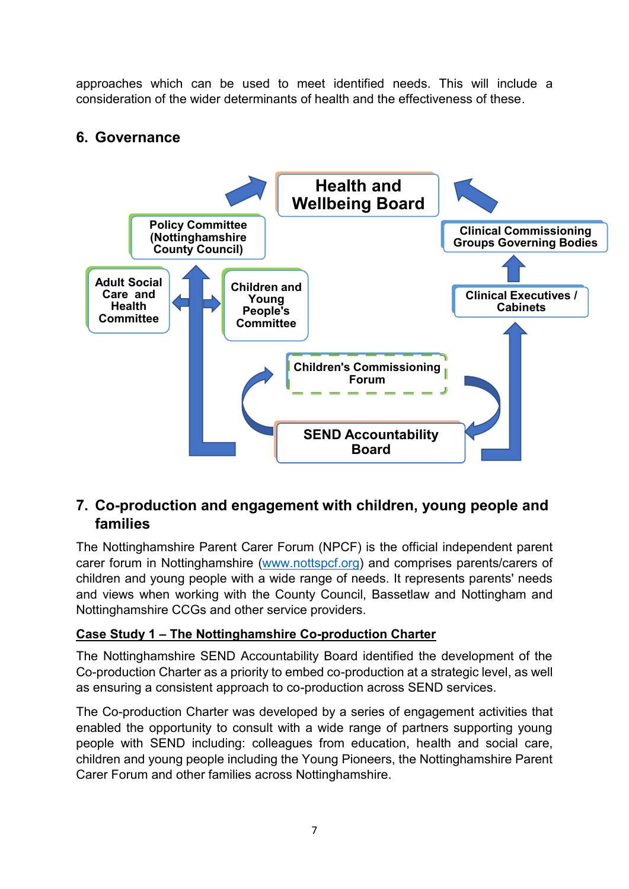approaches which can be used to meet identified needs. This will include a consideration of the wider determinants of health and the effectiveness of these.

## 6. Governance

Health and Wellbeing Board

Policy Committee (Nottinghamshire County Council)

Clinical Commissioning Groups Governing Bodies

Adult Social Care and Health Committee

Children and Young People's Committee

Clinical Executives / Cabinets

Children's Commissioning Forum

SEND Accountability Board

## 7. Co-production and engagement with children, young people and families

The Nottinghamshire Parent Carer Forum (NPCF) is the official independent parent carer forum in Nottinghamshire ([www.nottspcf.org](http://www.nottspcf.org)) and comprises parents/carers of children and young people with a wide range of needs. It represents parents' needs and views when working with the County Council, Bassetlaw and Nottingham and Nottinghamshire CCGs and other service providers.

**Case Study 1 – The Nottinghamshire Co-production Charter**

The Nottinghamshire SEND Accountability Board identified the development of the Co-production Charter as a priority to embed co-production at a strategic level, as well as ensuring a consistent approach to co-production across SEND services.

The Co-production Charter was developed by a series of engagement activities that enabled the opportunity to consult with a wide range of partners supporting young people with SEND including: colleagues from education, health and social care, children and young people including the Young Pioneers, the Nottinghamshire Parent Carer Forum and other families across Nottinghamshire.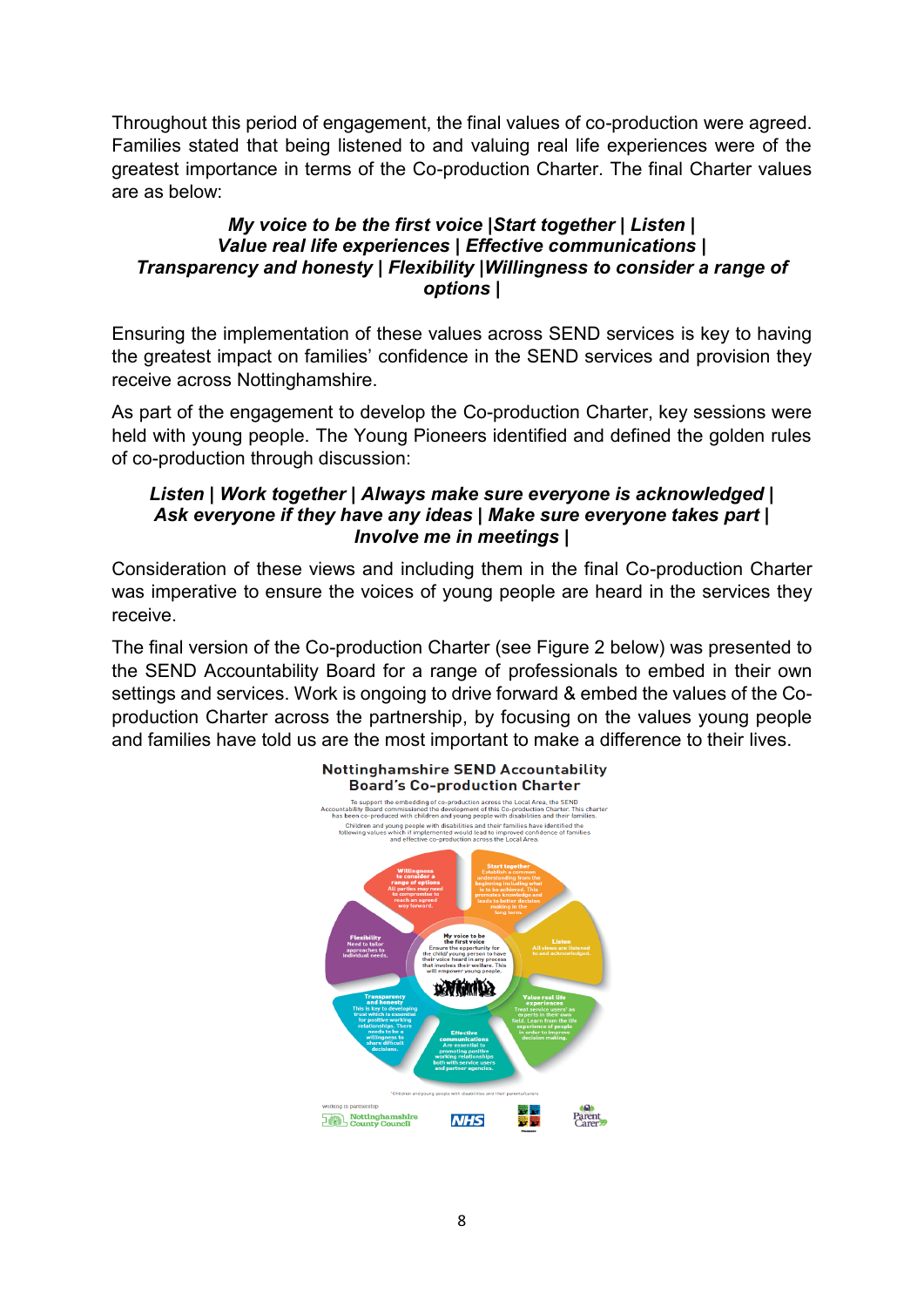Throughout this period of engagement, the final values of co-production were agreed. Families stated that being listened to and valuing real life experiences were of the greatest importance in terms of the Co-production Charter. The final Charter values are as below:

***My voice to be the first voice |Start together | Listen | Value real life experiences | Effective communications | Transparency and honesty | Flexibility |Willingness to consider a range of options |***

Ensuring the implementation of these values across SEND services is key to having the greatest impact on families' confidence in the SEND services and provision they receive across Nottinghamshire.

As part of the engagement to develop the Co-production Charter, key sessions were held with young people. The Young Pioneers identified and defined the golden rules of co-production through discussion:

***Listen | Work together | Always make sure everyone is acknowledged | Ask everyone if they have any ideas | Make sure everyone takes part | Involve me in meetings |***

Consideration of these views and including them in the final Co-production Charter was imperative to ensure the voices of young people are heard in the services they receive.

The final version of the Co-production Charter (see Figure 2 below) was presented to the SEND Accountability Board for a range of professionals to embed in their own settings and services. Work is ongoing to drive forward & embed the values of the Co-production Charter across the partnership, by focusing on the values young people and families have told us are the most important to make a difference to their lives.

**Nottinghamshire SEND Accountability Board's Co-production Charter**

To support the embedding of co-production across the Local Area, the SEND Accountability Board commissioned the development of this Co-production Charter. This charter has been co-produced with children and young people with disabilities and their families.

Children and young people with disabilities and their families have identified the following values which if implemented would lead to improved confidence of families and effective co-production across the Local Area.

- **My voice to be the first voice** – Ensure the opportunity for the child/ young person to have their voice heard in any process that involves their welfare. This will empower young people.
- **Start together** – Establish a common understanding from the beginning including what is to be achieved. This promotes knowledge and leads to better decision making in the long term.
- **Listen** – All views are listened to and acknowledged.
- **Value real life experiences** – Treat service users* as experts in their own field. Learn from the life experience of people in order to improve decision making.
- **Effective communications** – Are essential to promoting positive working relationships both with service users and partner agencies.
- **Transparency and honesty** – This is key to developing trust which is essential for positive working relationships. There needs to be a willingness to share difficult decisions.
- **Flexibility** – Need to tailor approaches to individual needs.
- **Willingness to consider a range of options** – All parties may need to compromise to reach an agreed way forward.

*Children and young people with disabilities and their parents/carers

working in partnership: Nottinghamshire County Council | NHS | Parent Carer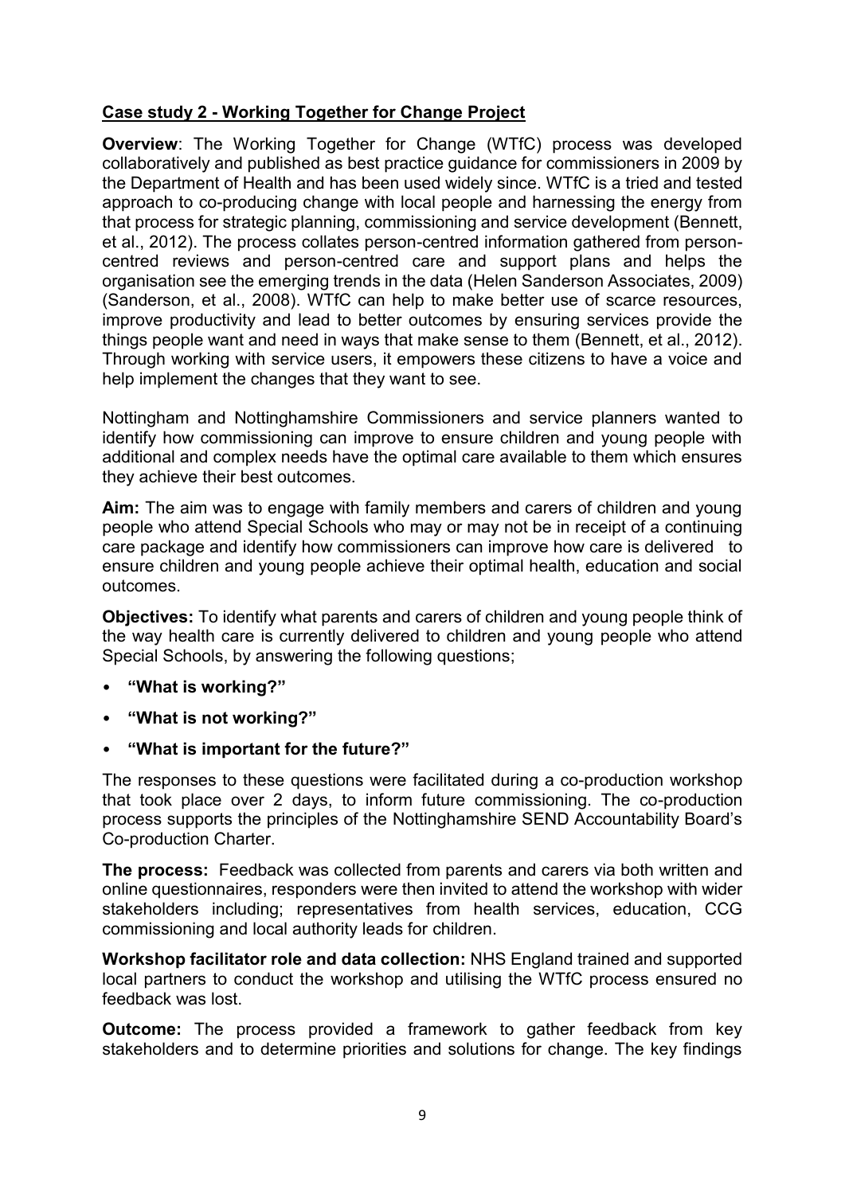**Case study 2 - Working Together for Change Project**

**Overview**: The Working Together for Change (WTfC) process was developed collaboratively and published as best practice guidance for commissioners in 2009 by the Department of Health and has been used widely since. WTfC is a tried and tested approach to co-producing change with local people and harnessing the energy from that process for strategic planning, commissioning and service development (Bennett, et al., 2012). The process collates person-centred information gathered from person-centred reviews and person-centred care and support plans and helps the organisation see the emerging trends in the data (Helen Sanderson Associates, 2009) (Sanderson, et al., 2008). WTfC can help to make better use of scarce resources, improve productivity and lead to better outcomes by ensuring services provide the things people want and need in ways that make sense to them (Bennett, et al., 2012). Through working with service users, it empowers these citizens to have a voice and help implement the changes that they want to see.

Nottingham and Nottinghamshire Commissioners and service planners wanted to identify how commissioning can improve to ensure children and young people with additional and complex needs have the optimal care available to them which ensures they achieve their best outcomes.

**Aim:** The aim was to engage with family members and carers of children and young people who attend Special Schools who may or may not be in receipt of a continuing care package and identify how commissioners can improve how care is delivered to ensure children and young people achieve their optimal health, education and social outcomes.

**Objectives:** To identify what parents and carers of children and young people think of the way health care is currently delivered to children and young people who attend Special Schools, by answering the following questions;

- **"What is working?"**
- **"What is not working?"**
- **"What is important for the future?"**

The responses to these questions were facilitated during a co-production workshop that took place over 2 days, to inform future commissioning. The co-production process supports the principles of the Nottinghamshire SEND Accountability Board's Co-production Charter.

**The process:** Feedback was collected from parents and carers via both written and online questionnaires, responders were then invited to attend the workshop with wider stakeholders including; representatives from health services, education, CCG commissioning and local authority leads for children.

**Workshop facilitator role and data collection:** NHS England trained and supported local partners to conduct the workshop and utilising the WTfC process ensured no feedback was lost.

**Outcome:** The process provided a framework to gather feedback from key stakeholders and to determine priorities and solutions for change. The key findings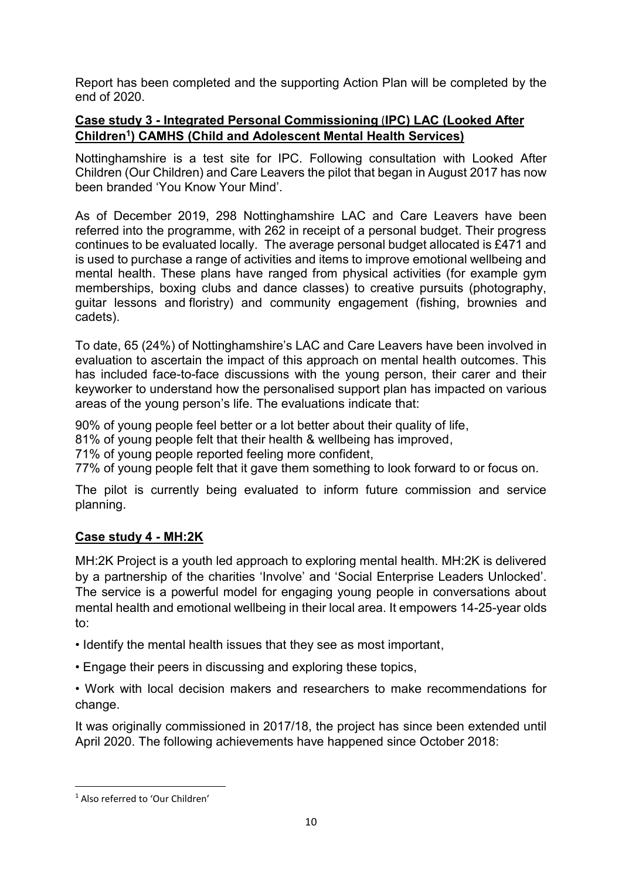Report has been completed and the supporting Action Plan will be completed by the end of 2020.

**Case study 3 - Integrated Personal Commissioning (IPC) LAC (Looked After Children[1]) CAMHS (Child and Adolescent Mental Health Services)**

Nottinghamshire is a test site for IPC. Following consultation with Looked After Children (Our Children) and Care Leavers the pilot that began in August 2017 has now been branded 'You Know Your Mind'.

As of December 2019, 298 Nottinghamshire LAC and Care Leavers have been referred into the programme, with 262 in receipt of a personal budget. Their progress continues to be evaluated locally. The average personal budget allocated is £471 and is used to purchase a range of activities and items to improve emotional wellbeing and mental health. These plans have ranged from physical activities (for example gym memberships, boxing clubs and dance classes) to creative pursuits (photography, guitar lessons and floristry) and community engagement (fishing, brownies and cadets).

To date, 65 (24%) of Nottinghamshire's LAC and Care Leavers have been involved in evaluation to ascertain the impact of this approach on mental health outcomes. This has included face-to-face discussions with the young person, their carer and their keyworker to understand how the personalised support plan has impacted on various areas of the young person's life. The evaluations indicate that:

90% of young people feel better or a lot better about their quality of life,
81% of young people felt that their health & wellbeing has improved,
71% of young people reported feeling more confident,
77% of young people felt that it gave them something to look forward to or focus on.

The pilot is currently being evaluated to inform future commission and service planning.

**Case study 4 - MH:2K**

MH:2K Project is a youth led approach to exploring mental health. MH:2K is delivered by a partnership of the charities 'Involve' and 'Social Enterprise Leaders Unlocked'. The service is a powerful model for engaging young people in conversations about mental health and emotional wellbeing in their local area. It empowers 14-25-year olds to:

• Identify the mental health issues that they see as most important,

• Engage their peers in discussing and exploring these topics,

• Work with local decision makers and researchers to make recommendations for change.

It was originally commissioned in 2017/18, the project has since been extended until April 2020. The following achievements have happened since October 2018:

[1] Also referred to 'Our Children'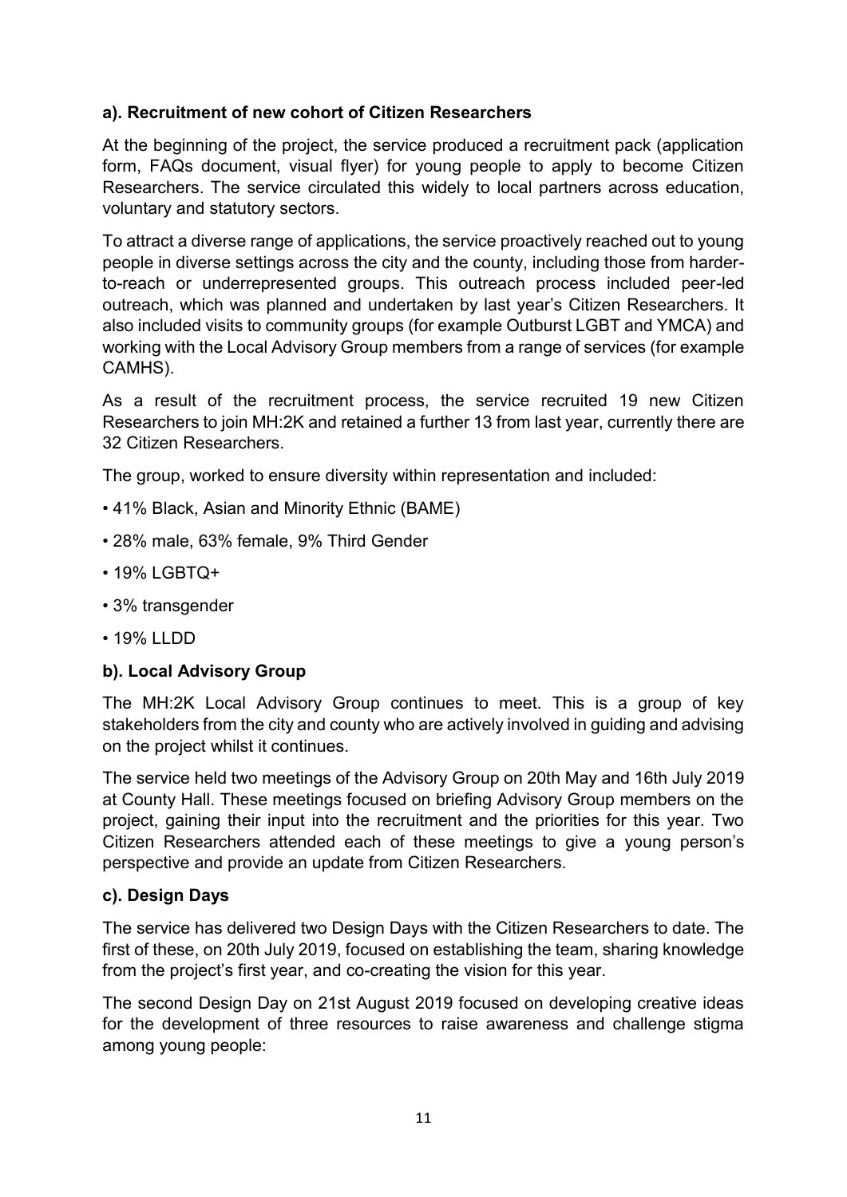**a). Recruitment of new cohort of Citizen Researchers**

At the beginning of the project, the service produced a recruitment pack (application form, FAQs document, visual flyer) for young people to apply to become Citizen Researchers. The service circulated this widely to local partners across education, voluntary and statutory sectors.

To attract a diverse range of applications, the service proactively reached out to young people in diverse settings across the city and the county, including those from harder-to-reach or underrepresented groups. This outreach process included peer-led outreach, which was planned and undertaken by last year's Citizen Researchers. It also included visits to community groups (for example Outburst LGBT and YMCA) and working with the Local Advisory Group members from a range of services (for example CAMHS).

As a result of the recruitment process, the service recruited 19 new Citizen Researchers to join MH:2K and retained a further 13 from last year, currently there are 32 Citizen Researchers.

The group, worked to ensure diversity within representation and included:

- 41% Black, Asian and Minority Ethnic (BAME)
- 28% male, 63% female, 9% Third Gender
- 19% LGBTQ+
- 3% transgender
- 19% LLDD

**b). Local Advisory Group**

The MH:2K Local Advisory Group continues to meet. This is a group of key stakeholders from the city and county who are actively involved in guiding and advising on the project whilst it continues.

The service held two meetings of the Advisory Group on 20th May and 16th July 2019 at County Hall. These meetings focused on briefing Advisory Group members on the project, gaining their input into the recruitment and the priorities for this year. Two Citizen Researchers attended each of these meetings to give a young person's perspective and provide an update from Citizen Researchers.

**c). Design Days**

The service has delivered two Design Days with the Citizen Researchers to date. The first of these, on 20th July 2019, focused on establishing the team, sharing knowledge from the project's first year, and co-creating the vision for this year.

The second Design Day on 21st August 2019 focused on developing creative ideas for the development of three resources to raise awareness and challenge stigma among young people: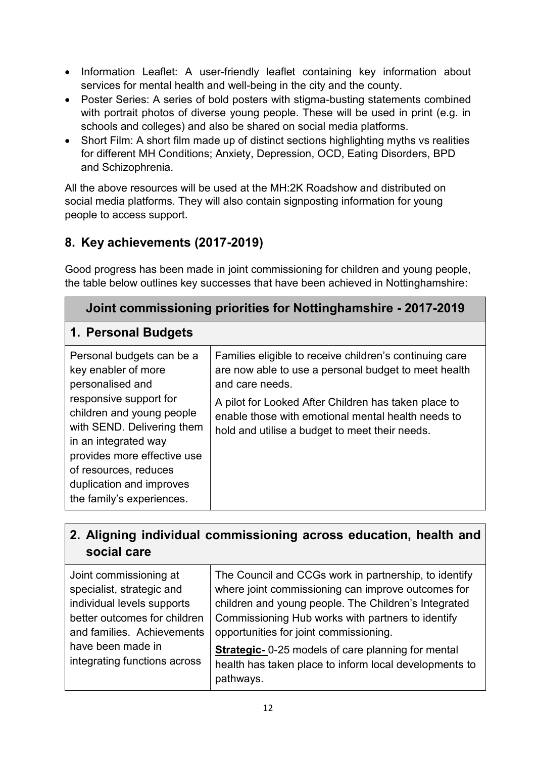- Information Leaflet: A user-friendly leaflet containing key information about services for mental health and well-being in the city and the county.
- Poster Series: A series of bold posters with stigma-busting statements combined with portrait photos of diverse young people. These will be used in print (e.g. in schools and colleges) and also be shared on social media platforms.
- Short Film: A short film made up of distinct sections highlighting myths vs realities for different MH Conditions; Anxiety, Depression, OCD, Eating Disorders, BPD and Schizophrenia.

All the above resources will be used at the MH:2K Roadshow and distributed on social media platforms. They will also contain signposting information for young people to access support.

## 8. Key achievements (2017-2019)

Good progress has been made in joint commissioning for children and young people, the table below outlines key successes that have been achieved in Nottinghamshire:

| **Joint commissioning priorities for Nottinghamshire - 2017-2019** | |
|---|---|
| **1. Personal Budgets** | |
| Personal budgets can be a key enabler of more personalised and responsive support for children and young people with SEND. Delivering them in an integrated way provides more effective use of resources, reduces duplication and improves the family's experiences. | Families eligible to receive children's continuing care are now able to use a personal budget to meet health and care needs.<br><br>A pilot for Looked After Children has taken place to enable those with emotional mental health needs to hold and utilise a budget to meet their needs. |

| **2. Aligning individual commissioning across education, health and social care** | |
|---|---|
| Joint commissioning at specialist, strategic and individual levels supports better outcomes for children and families. Achievements have been made in integrating functions across | The Council and CCGs work in partnership, to identify where joint commissioning can improve outcomes for children and young people. The Children's Integrated Commissioning Hub works with partners to identify opportunities for joint commissioning.<br><br>**Strategic-** 0-25 models of care planning for mental health has taken place to inform local developments to pathways. |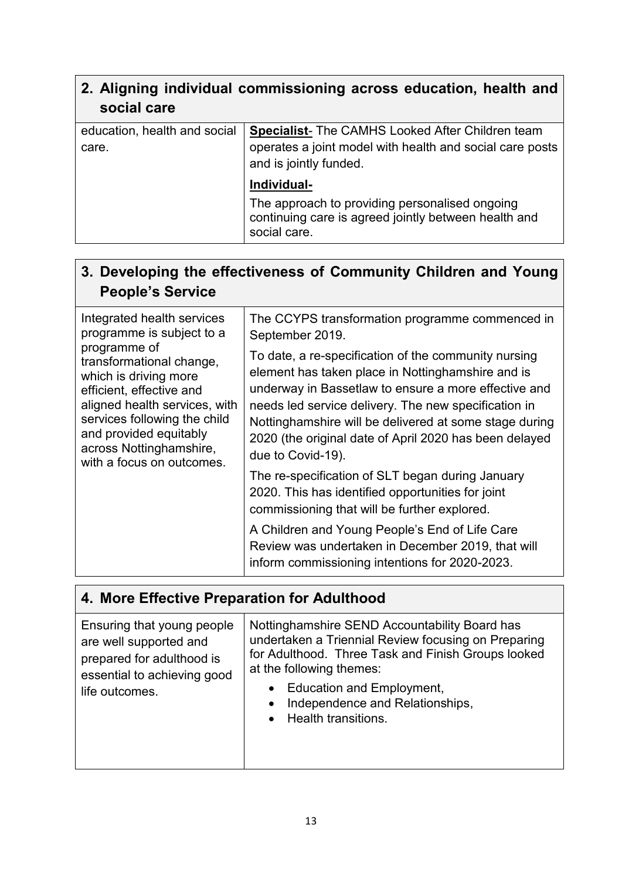## 2. Aligning individual commissioning across education, health and social care

| | |
|---|---|
| education, health and social care. | **Specialist**- The CAMHS Looked After Children team operates a joint model with health and social care posts and is jointly funded.<br><br>**Individual-**<br><br>The approach to providing personalised ongoing continuing care is agreed jointly between health and social care. |

## 3. Developing the effectiveness of Community Children and Young People's Service

| | |
|---|---|
| Integrated health services programme is subject to a programme of transformational change, which is driving more efficient, effective and aligned health services, with services following the child and provided equitably across Nottinghamshire, with a focus on outcomes. | The CCYPS transformation programme commenced in September 2019.<br><br>To date, a re-specification of the community nursing element has taken place in Nottinghamshire and is underway in Bassetlaw to ensure a more effective and needs led service delivery. The new specification in Nottinghamshire will be delivered at some stage during 2020 (the original date of April 2020 has been delayed due to Covid-19).<br><br>The re-specification of SLT began during January 2020. This has identified opportunities for joint commissioning that will be further explored.<br><br>A Children and Young People's End of Life Care Review was undertaken in December 2019, that will inform commissioning intentions for 2020-2023. |

## 4. More Effective Preparation for Adulthood

| | |
|---|---|
| Ensuring that young people are well supported and prepared for adulthood is essential to achieving good life outcomes. | Nottinghamshire SEND Accountability Board has undertaken a Triennial Review focusing on Preparing for Adulthood. Three Task and Finish Groups looked at the following themes:<br><br>• Education and Employment,<br>• Independence and Relationships,<br>• Health transitions. |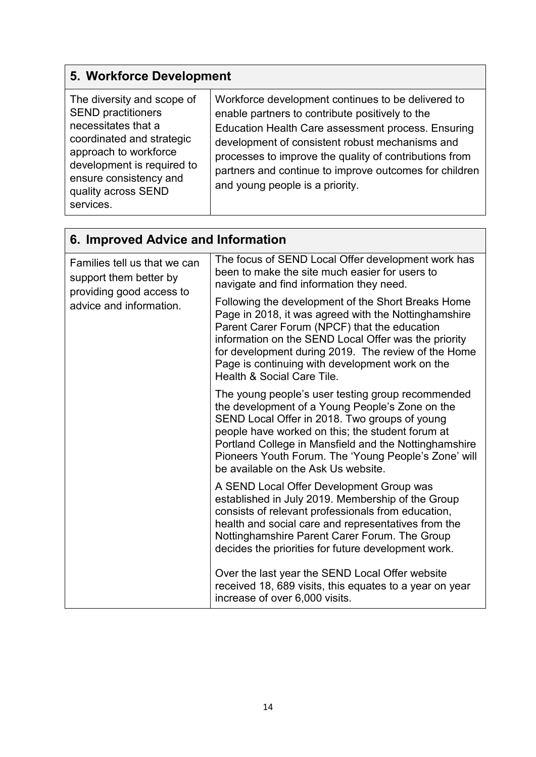| 5. Workforce Development | |
|---|---|
| The diversity and scope of SEND practitioners necessitates that a coordinated and strategic approach to workforce development is required to ensure consistency and quality across SEND services. | Workforce development continues to be delivered to enable partners to contribute positively to the Education Health Care assessment process. Ensuring development of consistent robust mechanisms and processes to improve the quality of contributions from partners and continue to improve outcomes for children and young people is a priority. |

| 6. Improved Advice and Information | |
|---|---|
| Families tell us that we can support them better by providing good access to advice and information. | The focus of SEND Local Offer development work has been to make the site much easier for users to navigate and find information they need. |
| | Following the development of the Short Breaks Home Page in 2018, it was agreed with the Nottinghamshire Parent Carer Forum (NPCF) that the education information on the SEND Local Offer was the priority for development during 2019. The review of the Home Page is continuing with development work on the Health & Social Care Tile. |
| | The young people's user testing group recommended the development of a Young People's Zone on the SEND Local Offer in 2018. Two groups of young people have worked on this; the student forum at Portland College in Mansfield and the Nottinghamshire Pioneers Youth Forum. The 'Young People's Zone' will be available on the Ask Us website. |
| | A SEND Local Offer Development Group was established in July 2019. Membership of the Group consists of relevant professionals from education, health and social care and representatives from the Nottinghamshire Parent Carer Forum. The Group decides the priorities for future development work.<br><br>Over the last year the SEND Local Offer website received 18, 689 visits, this equates to a year on year increase of over 6,000 visits. |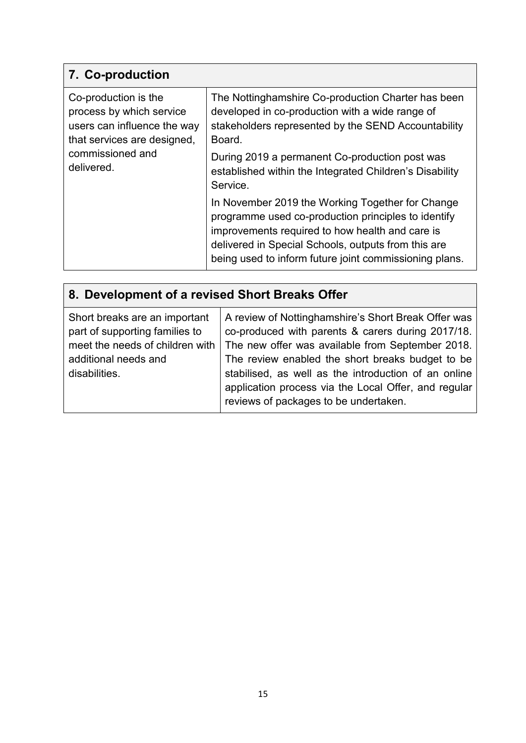| 7. Co-production | |
|---|---|
| Co-production is the process by which service users can influence the way that services are designed, commissioned and delivered. | The Nottinghamshire Co-production Charter has been developed in co-production with a wide range of stakeholders represented by the SEND Accountability Board.<br><br>During 2019 a permanent Co-production post was established within the Integrated Children's Disability Service.<br><br>In November 2019 the Working Together for Change programme used co-production principles to identify improvements required to how health and care is delivered in Special Schools, outputs from this are being used to inform future joint commissioning plans. |

| 8. Development of a revised Short Breaks Offer | |
|---|---|
| Short breaks are an important part of supporting families to meet the needs of children with additional needs and disabilities. | A review of Nottinghamshire's Short Break Offer was co-produced with parents & carers during 2017/18. The new offer was available from September 2018. The review enabled the short breaks budget to be stabilised, as well as the introduction of an online application process via the Local Offer, and regular reviews of packages to be undertaken. |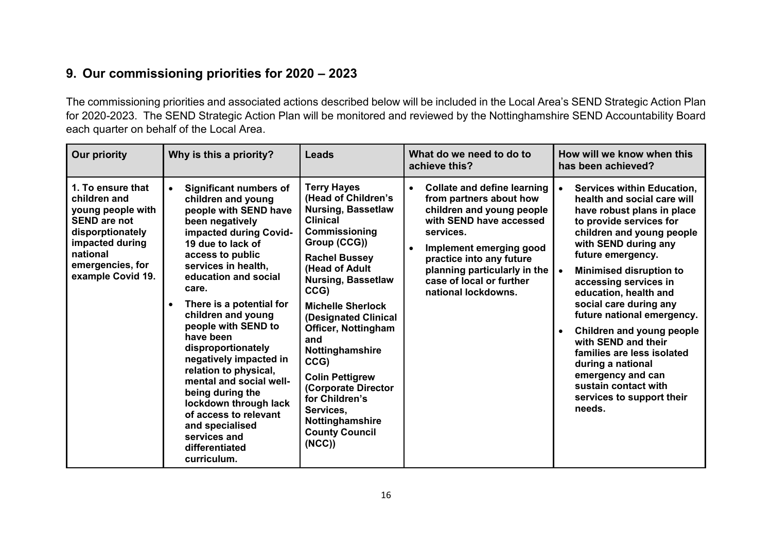## 9. Our commissioning priorities for 2020 – 2023

The commissioning priorities and associated actions described below will be included in the Local Area's SEND Strategic Action Plan for 2020-2023. The SEND Strategic Action Plan will be monitored and reviewed by the Nottinghamshire SEND Accountability Board each quarter on behalf of the Local Area.

| Our priority | Why is this a priority? | Leads | What do we need to do to achieve this? | How will we know when this has been achieved? |
|---|---|---|---|---|
| **1. To ensure that children and young people with SEND are not disporptionately impacted during national emergencies, for example Covid 19.** | • **Significant numbers of children and young people with SEND have been negatively impacted during Covid-19 due to lack of access to public services in health, education and social care.**<br>• **There is a potential for children and young people with SEND to have been disproportionately negatively impacted in relation to physical, mental and social well-being during the lockdown through lack of access to relevant and specialised services and differentiated curriculum.** | **Terry Hayes (Head of Children's Nursing, Bassetlaw Clinical Commissioning Group (CCG))**<br>**Rachel Bussey (Head of Adult Nursing, Bassetlaw CCG)**<br>**Michelle Sherlock (Designated Clinical Officer, Nottingham and Nottinghamshire CCG)**<br>**Colin Pettigrew (Corporate Director for Children's Services, Nottinghamshire County Council (NCC))** | • **Collate and define learning from partners about how children and young people with SEND have accessed services.**<br>• **Implement emerging good practice into any future planning particularly in the case of local or further national lockdowns.** | • **Services within Education, health and social care will have robust plans in place to provide services for children and young people with SEND during any future emergency.**<br>• **Minimised disruption to accessing services in education, health and social care during any future national emergency.**<br>• **Children and young people with SEND and their families are less isolated during a national emergency and can sustain contact with services to support their needs.** |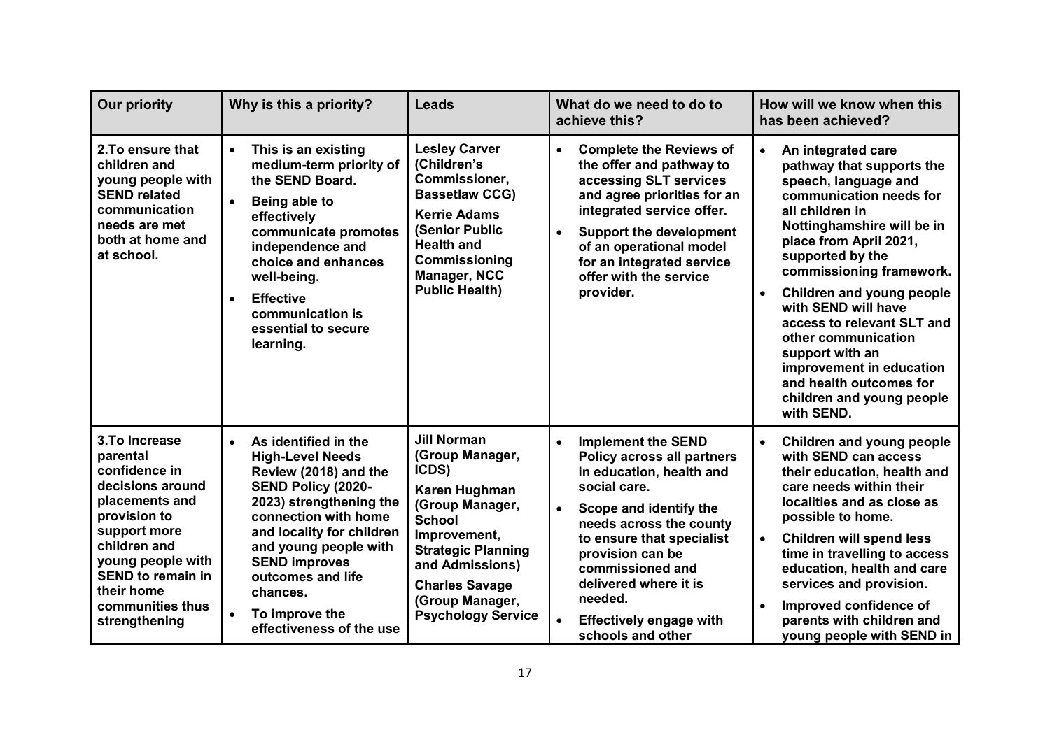| Our priority | Why is this a priority? | Leads | What do we need to do to achieve this? | How will we know when this has been achieved? |
|---|---|---|---|---|
| **2.To ensure that children and young people with SEND related communication needs are met both at home and at school.** | • **This is an existing medium-term priority of the SEND Board.**<br>• **Being able to effectively communicate promotes independence and choice and enhances well-being.**<br>• **Effective communication is essential to secure learning.** | **Lesley Carver (Children's Commissioner, Bassetlaw CCG)**<br>**Kerrie Adams (Senior Public Health and Commissioning Manager, NCC Public Health)** | • **Complete the Reviews of the offer and pathway to accessing SLT services and agree priorities for an integrated service offer.**<br>• **Support the development of an operational model for an integrated service offer with the service provider.** | • **An integrated care pathway that supports the speech, language and communication needs for all children in Nottinghamshire will be in place from April 2021, supported by the commissioning framework.**<br>• **Children and young people with SEND will have access to relevant SLT and other communication support with an improvement in education and health outcomes for children and young people with SEND.** |
| **3.To Increase parental confidence in decisions around placements and provision to support more children and young people with SEND to remain in their home communities thus strengthening** | • **As identified in the High-Level Needs Review (2018) and the SEND Policy (2020-2023) strengthening the connection with home and locality for children and young people with SEND improves outcomes and life chances.**<br>• **To improve the effectiveness of the use** | **Jill Norman (Group Manager, ICDS)**<br>**Karen Hughman (Group Manager, School Improvement, Strategic Planning and Admissions)**<br>**Charles Savage (Group Manager, Psychology Service** | • **Implement the SEND Policy across all partners in education, health and social care.**<br>• **Scope and identify the needs across the county to ensure that specialist provision can be commissioned and delivered where it is needed.**<br>• **Effectively engage with schools and other** | • **Children and young people with SEND can access their education, health and care needs within their localities and as close as possible to home.**<br>• **Children will spend less time in travelling to access education, health and care services and provision.**<br>• **Improved confidence of parents with children and young people with SEND in** |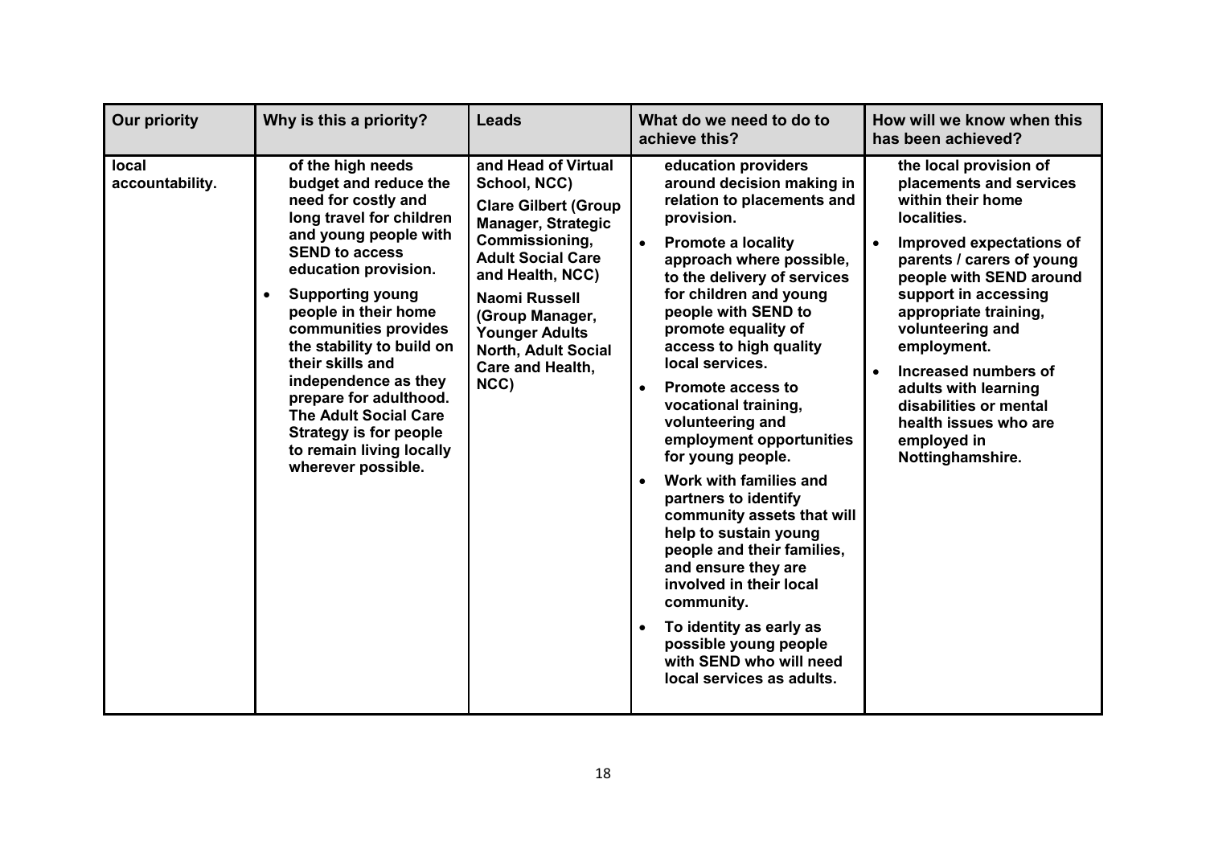| Our priority | Why is this a priority? | Leads | What do we need to do to achieve this? | How will we know when this has been achieved? |
|---|---|---|---|---|
| local accountability. | of the high needs budget and reduce the need for costly and long travel for children and young people with SEND to access education provision.<br>• Supporting young people in their home communities provides the stability to build on their skills and independence as they prepare for adulthood. The Adult Social Care Strategy is for people to remain living locally wherever possible. | and Head of Virtual School, NCC)<br>Clare Gilbert (Group Manager, Strategic Commissioning, Adult Social Care and Health, NCC)<br>Naomi Russell (Group Manager, Younger Adults North, Adult Social Care and Health, NCC) | education providers around decision making in relation to placements and provision.<br>• Promote a locality approach where possible, to the delivery of services for children and young people with SEND to promote equality of access to high quality local services.<br>• Promote access to vocational training, volunteering and employment opportunities for young people.<br>• Work with families and partners to identify community assets that will help to sustain young people and their families, and ensure they are involved in their local community.<br>• To identity as early as possible young people with SEND who will need local services as adults. | the local provision of placements and services within their home localities.<br>• Improved expectations of parents / carers of young people with SEND around support in accessing appropriate training, volunteering and employment.<br>• Increased numbers of adults with learning disabilities or mental health issues who are employed in Nottinghamshire. |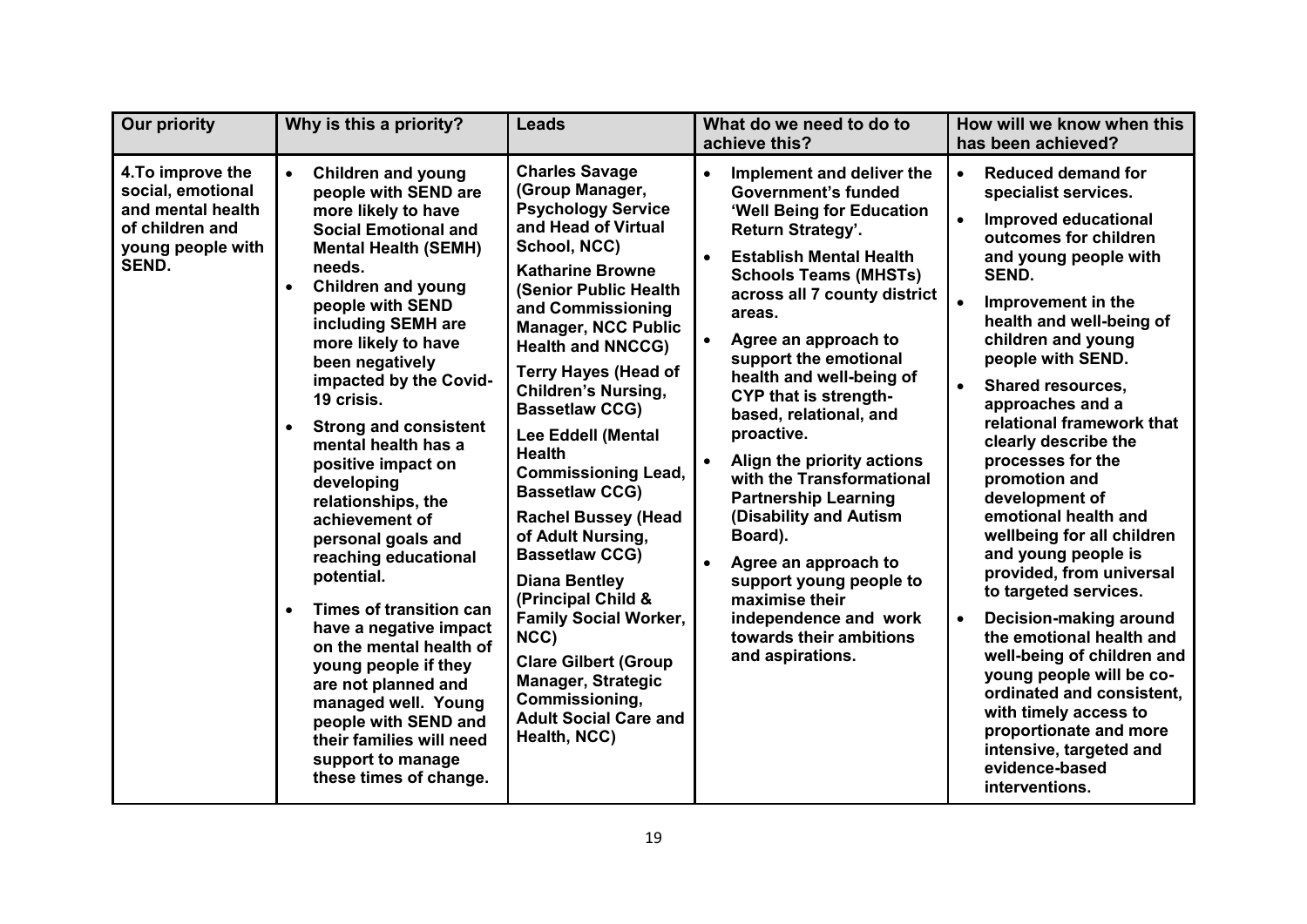| Our priority | Why is this a priority? | Leads | What do we need to do to achieve this? | How will we know when this has been achieved? |
|---|---|---|---|---|
| **4.To improve the social, emotional and mental health of children and young people with SEND.** | • **Children and young people with SEND are more likely to have Social Emotional and Mental Health (SEMH) needs.**<br>• **Children and young people with SEND including SEMH are more likely to have been negatively impacted by the Covid-19 crisis.**<br>• **Strong and consistent mental health has a positive impact on developing relationships, the achievement of personal goals and reaching educational potential.**<br>• **Times of transition can have a negative impact on the mental health of young people if they are not planned and managed well. Young people with SEND and their families will need support to manage these times of change.** | **Charles Savage (Group Manager, Psychology Service and Head of Virtual School, NCC)**<br>**Katharine Browne (Senior Public Health and Commissioning Manager, NCC Public Health and NNCCG)**<br>**Terry Hayes (Head of Children's Nursing, Bassetlaw CCG)**<br>**Lee Eddell (Mental Health Commissioning Lead, Bassetlaw CCG)**<br>**Rachel Bussey (Head of Adult Nursing, Bassetlaw CCG)**<br>**Diana Bentley (Principal Child & Family Social Worker, NCC)**<br>**Clare Gilbert (Group Manager, Strategic Commissioning, Adult Social Care and Health, NCC)** | • **Implement and deliver the Government's funded 'Well Being for Education Return Strategy'.**<br>• **Establish Mental Health Schools Teams (MHSTs) across all 7 county district areas.**<br>• **Agree an approach to support the emotional health and well-being of CYP that is strength-based, relational, and proactive.**<br>• **Align the priority actions with the Transformational Partnership Learning (Disability and Autism Board).**<br>• **Agree an approach to support young people to maximise their independence and work towards their ambitions and aspirations.** | • **Reduced demand for specialist services.**<br>• **Improved educational outcomes for children and young people with SEND.**<br>• **Improvement in the health and well-being of children and young people with SEND.**<br>• **Shared resources, approaches and a relational framework that clearly describe the processes for the promotion and development of emotional health and wellbeing for all children and young people is provided, from universal to targeted services.**<br>• **Decision-making around the emotional health and well-being of children and young people will be co-ordinated and consistent, with timely access to proportionate and more intensive, targeted and evidence-based interventions.** |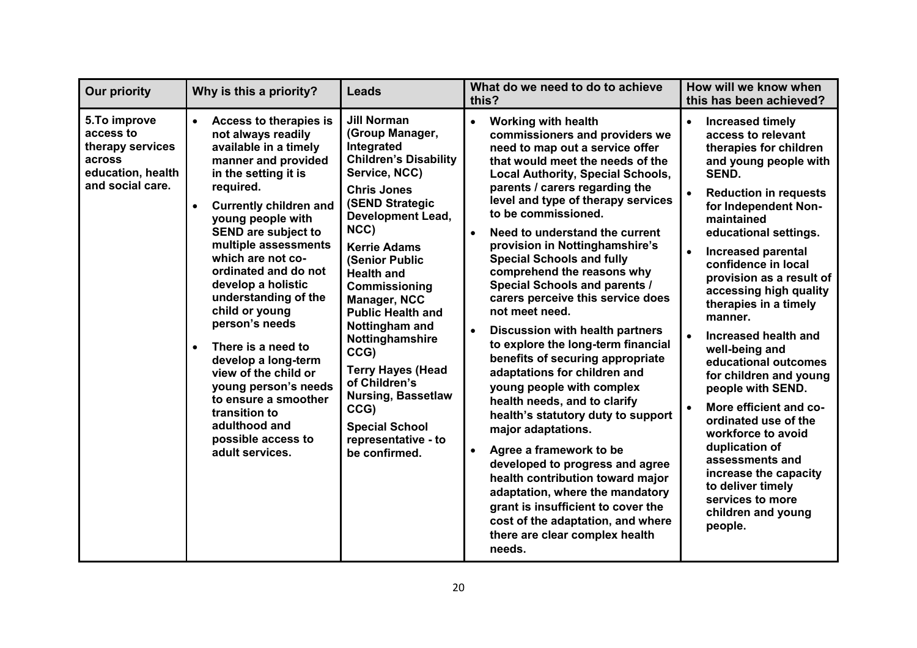| Our priority | Why is this a priority? | Leads | What do we need to do to achieve this? | How will we know when this has been achieved? |
|---|---|---|---|---|
| **5.To improve access to therapy services across education, health and social care.** | • **Access to therapies is not always readily available in a timely manner and provided in the setting it is required.**<br>• **Currently children and young people with SEND are subject to multiple assessments which are not co-ordinated and do not develop a holistic understanding of the child or young person's needs**<br>• **There is a need to develop a long-term view of the child or young person's needs to ensure a smoother transition to adulthood and possible access to adult services.** | **Jill Norman (Group Manager, Integrated Children's Disability Service, NCC)**<br>**Chris Jones (SEND Strategic Development Lead, NCC)**<br>**Kerrie Adams (Senior Public Health and Commissioning Manager, NCC Public Health and Nottingham and Nottinghamshire CCG)**<br>**Terry Hayes (Head of Children's Nursing, Bassetlaw CCG)**<br>**Special School representative - to be confirmed.** | • **Working with health commissioners and providers we need to map out a service offer that would meet the needs of the Local Authority, Special Schools, parents / carers regarding the level and type of therapy services to be commissioned.**<br>• **Need to understand the current provision in Nottinghamshire's Special Schools and fully comprehend the reasons why Special Schools and parents / carers perceive this service does not meet need.**<br>• **Discussion with health partners to explore the long-term financial benefits of securing appropriate adaptations for children and young people with complex health needs, and to clarify health's statutory duty to support major adaptations.**<br>• **Agree a framework to be developed to progress and agree health contribution toward major adaptation, where the mandatory grant is insufficient to cover the cost of the adaptation, and where there are clear complex health needs.** | • **Increased timely access to relevant therapies for children and young people with SEND.**<br>• **Reduction in requests for Independent Non-maintained educational settings.**<br>• **Increased parental confidence in local provision as a result of accessing high quality therapies in a timely manner.**<br>• **Increased health and well-being and educational outcomes for children and young people with SEND.**<br>• **More efficient and co-ordinated use of the workforce to avoid duplication of assessments and increase the capacity to deliver timely services to more children and young people.** |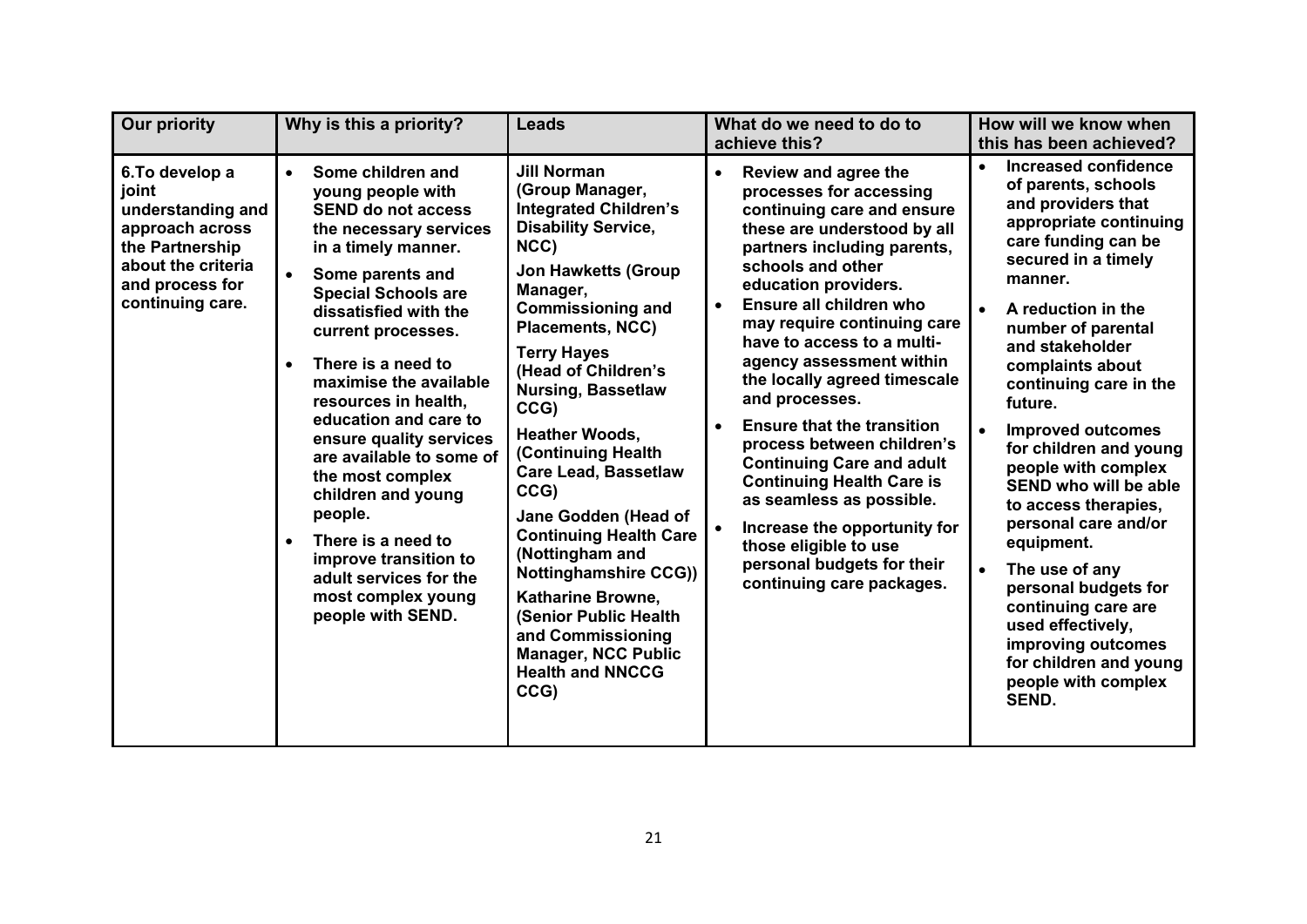| Our priority | Why is this a priority? | Leads | What do we need to do to achieve this? | How will we know when this has been achieved? |
|---|---|---|---|---|
| **6.To develop a joint understanding and approach across the Partnership about the criteria and process for continuing care.** | • **Some children and young people with SEND do not access the necessary services in a timely manner.**<br>• **Some parents and Special Schools are dissatisfied with the current processes.**<br>• **There is a need to maximise the available resources in health, education and care to ensure quality services are available to some of the most complex children and young people.**<br>• **There is a need to improve transition to adult services for the most complex young people with SEND.** | **Jill Norman (Group Manager, Integrated Children's Disability Service, NCC)**<br>**Jon Hawketts (Group Manager, Commissioning and Placements, NCC)**<br>**Terry Hayes (Head of Children's Nursing, Bassetlaw CCG)**<br>**Heather Woods, (Continuing Health Care Lead, Bassetlaw CCG)**<br>**Jane Godden (Head of Continuing Health Care (Nottingham and Nottinghamshire CCG))**<br>**Katharine Browne, (Senior Public Health and Commissioning Manager, NCC Public Health and NNCCG CCG)** | • **Review and agree the processes for accessing continuing care and ensure these are understood by all partners including parents, schools and other education providers.**<br>• **Ensure all children who may require continuing care have to access to a multi-agency assessment within the locally agreed timescale and processes.**<br>• **Ensure that the transition process between children's Continuing Care and adult Continuing Health Care is as seamless as possible.**<br>• **Increase the opportunity for those eligible to use personal budgets for their continuing care packages.** | • **Increased confidence of parents, schools and providers that appropriate continuing care funding can be secured in a timely manner.**<br>• **A reduction in the number of parental and stakeholder complaints about continuing care in the future.**<br>• **Improved outcomes for children and young people with complex SEND who will be able to access therapies, personal care and/or equipment.**<br>• **The use of any personal budgets for continuing care are used effectively, improving outcomes for children and young people with complex SEND.** |